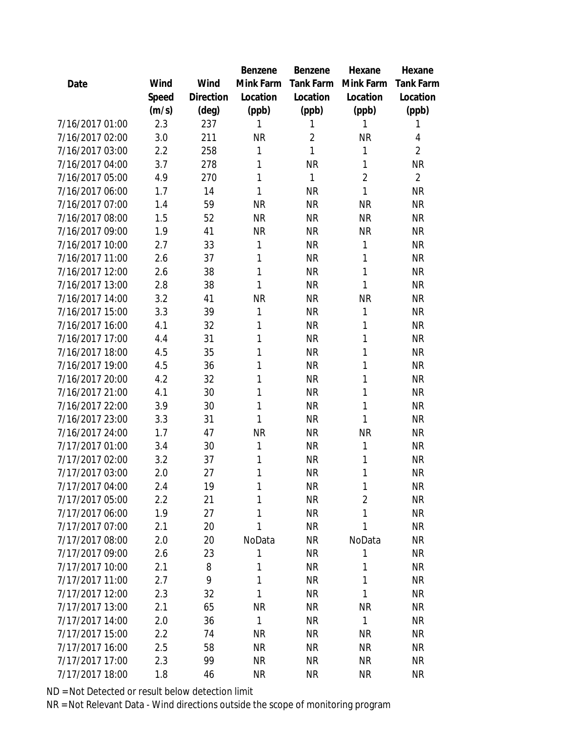| Date | Wind Speed (m/s) | Wind Direction (deg) | Benzene Mink Farm Location (ppb) | Benzene Tank Farm Location (ppb) | Hexane Mink Farm Location (ppb) | Hexane Tank Farm Location (ppb) |
|---|---|---|---|---|---|---|
| 7/16/2017 01:00 | 2.3 | 237 | 1 | 1 | 1 | 1 |
| 7/16/2017 02:00 | 3.0 | 211 | NR | 2 | NR | 4 |
| 7/16/2017 03:00 | 2.2 | 258 | 1 | 1 | 1 | 2 |
| 7/16/2017 04:00 | 3.7 | 278 | 1 | NR | 1 | NR |
| 7/16/2017 05:00 | 4.9 | 270 | 1 | 1 | 2 | 2 |
| 7/16/2017 06:00 | 1.7 | 14 | 1 | NR | 1 | NR |
| 7/16/2017 07:00 | 1.4 | 59 | NR | NR | NR | NR |
| 7/16/2017 08:00 | 1.5 | 52 | NR | NR | NR | NR |
| 7/16/2017 09:00 | 1.9 | 41 | NR | NR | NR | NR |
| 7/16/2017 10:00 | 2.7 | 33 | 1 | NR | 1 | NR |
| 7/16/2017 11:00 | 2.6 | 37 | 1 | NR | 1 | NR |
| 7/16/2017 12:00 | 2.6 | 38 | 1 | NR | 1 | NR |
| 7/16/2017 13:00 | 2.8 | 38 | 1 | NR | 1 | NR |
| 7/16/2017 14:00 | 3.2 | 41 | NR | NR | NR | NR |
| 7/16/2017 15:00 | 3.3 | 39 | 1 | NR | 1 | NR |
| 7/16/2017 16:00 | 4.1 | 32 | 1 | NR | 1 | NR |
| 7/16/2017 17:00 | 4.4 | 31 | 1 | NR | 1 | NR |
| 7/16/2017 18:00 | 4.5 | 35 | 1 | NR | 1 | NR |
| 7/16/2017 19:00 | 4.5 | 36 | 1 | NR | 1 | NR |
| 7/16/2017 20:00 | 4.2 | 32 | 1 | NR | 1 | NR |
| 7/16/2017 21:00 | 4.1 | 30 | 1 | NR | 1 | NR |
| 7/16/2017 22:00 | 3.9 | 30 | 1 | NR | 1 | NR |
| 7/16/2017 23:00 | 3.3 | 31 | 1 | NR | 1 | NR |
| 7/16/2017 24:00 | 1.7 | 47 | NR | NR | NR | NR |
| 7/17/2017 01:00 | 3.4 | 30 | 1 | NR | 1 | NR |
| 7/17/2017 02:00 | 3.2 | 37 | 1 | NR | 1 | NR |
| 7/17/2017 03:00 | 2.0 | 27 | 1 | NR | 1 | NR |
| 7/17/2017 04:00 | 2.4 | 19 | 1 | NR | 1 | NR |
| 7/17/2017 05:00 | 2.2 | 21 | 1 | NR | 2 | NR |
| 7/17/2017 06:00 | 1.9 | 27 | 1 | NR | 1 | NR |
| 7/17/2017 07:00 | 2.1 | 20 | 1 | NR | 1 | NR |
| 7/17/2017 08:00 | 2.0 | 20 | NoData | NR | NoData | NR |
| 7/17/2017 09:00 | 2.6 | 23 | 1 | NR | 1 | NR |
| 7/17/2017 10:00 | 2.1 | 8 | 1 | NR | 1 | NR |
| 7/17/2017 11:00 | 2.7 | 9 | 1 | NR | 1 | NR |
| 7/17/2017 12:00 | 2.3 | 32 | 1 | NR | 1 | NR |
| 7/17/2017 13:00 | 2.1 | 65 | NR | NR | NR | NR |
| 7/17/2017 14:00 | 2.0 | 36 | 1 | NR | 1 | NR |
| 7/17/2017 15:00 | 2.2 | 74 | NR | NR | NR | NR |
| 7/17/2017 16:00 | 2.5 | 58 | NR | NR | NR | NR |
| 7/17/2017 17:00 | 2.3 | 99 | NR | NR | NR | NR |
| 7/17/2017 18:00 | 1.8 | 46 | NR | NR | NR | NR |

ND = Not Detected or result below detection limit

NR = Not Relevant Data - Wind directions outside the scope of monitoring program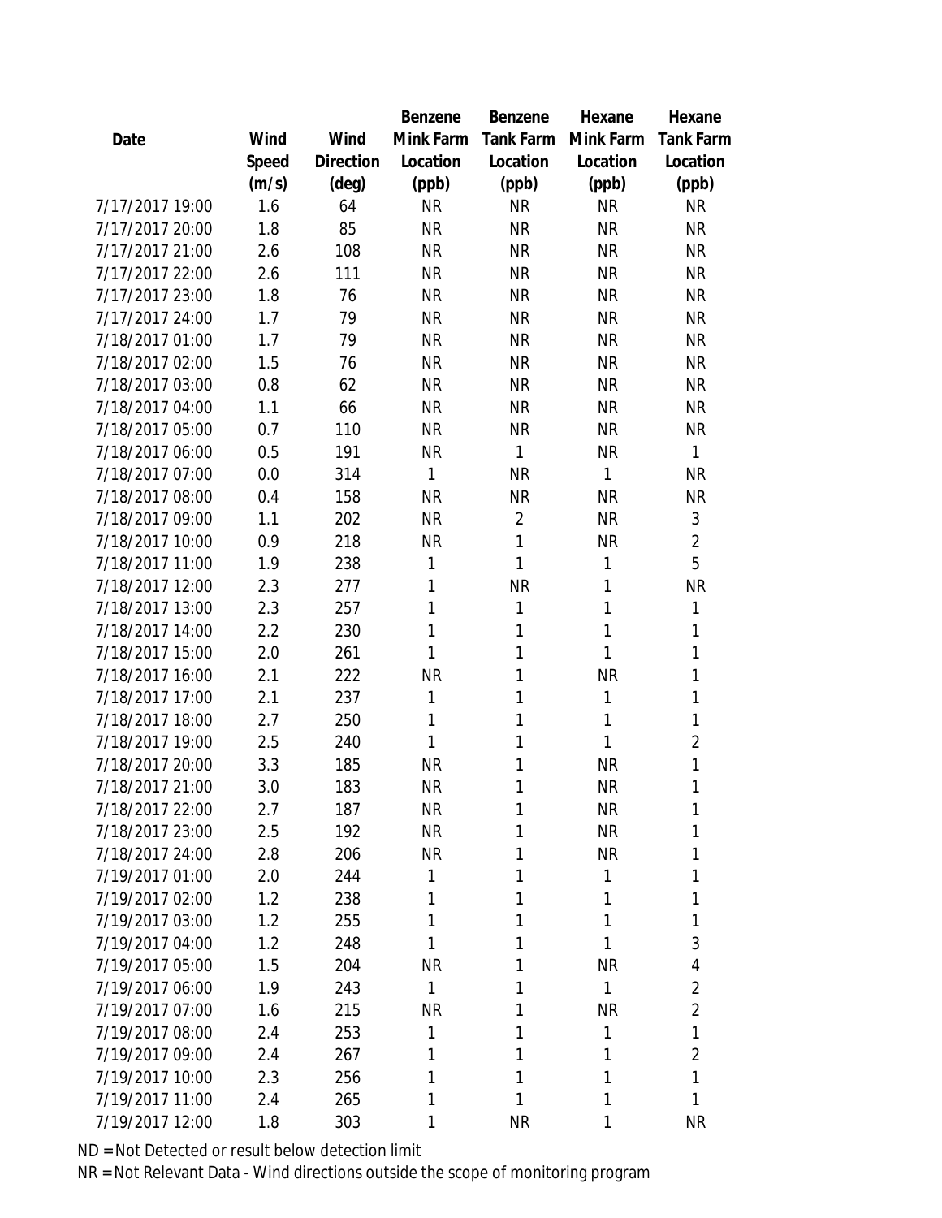| Date | Wind Speed (m/s) | Wind Direction (deg) | Benzene Mink Farm Location (ppb) | Benzene Tank Farm Location (ppb) | Hexane Mink Farm Location (ppb) | Hexane Tank Farm Location (ppb) |
|---|---|---|---|---|---|---|
| 7/17/2017 19:00 | 1.6 | 64 | NR | NR | NR | NR |
| 7/17/2017 20:00 | 1.8 | 85 | NR | NR | NR | NR |
| 7/17/2017 21:00 | 2.6 | 108 | NR | NR | NR | NR |
| 7/17/2017 22:00 | 2.6 | 111 | NR | NR | NR | NR |
| 7/17/2017 23:00 | 1.8 | 76 | NR | NR | NR | NR |
| 7/17/2017 24:00 | 1.7 | 79 | NR | NR | NR | NR |
| 7/18/2017 01:00 | 1.7 | 79 | NR | NR | NR | NR |
| 7/18/2017 02:00 | 1.5 | 76 | NR | NR | NR | NR |
| 7/18/2017 03:00 | 0.8 | 62 | NR | NR | NR | NR |
| 7/18/2017 04:00 | 1.1 | 66 | NR | NR | NR | NR |
| 7/18/2017 05:00 | 0.7 | 110 | NR | NR | NR | NR |
| 7/18/2017 06:00 | 0.5 | 191 | NR | 1 | NR | 1 |
| 7/18/2017 07:00 | 0.0 | 314 | 1 | NR | 1 | NR |
| 7/18/2017 08:00 | 0.4 | 158 | NR | NR | NR | NR |
| 7/18/2017 09:00 | 1.1 | 202 | NR | 2 | NR | 3 |
| 7/18/2017 10:00 | 0.9 | 218 | NR | 1 | NR | 2 |
| 7/18/2017 11:00 | 1.9 | 238 | 1 | 1 | 1 | 5 |
| 7/18/2017 12:00 | 2.3 | 277 | 1 | NR | 1 | NR |
| 7/18/2017 13:00 | 2.3 | 257 | 1 | 1 | 1 | 1 |
| 7/18/2017 14:00 | 2.2 | 230 | 1 | 1 | 1 | 1 |
| 7/18/2017 15:00 | 2.0 | 261 | 1 | 1 | 1 | 1 |
| 7/18/2017 16:00 | 2.1 | 222 | NR | 1 | NR | 1 |
| 7/18/2017 17:00 | 2.1 | 237 | 1 | 1 | 1 | 1 |
| 7/18/2017 18:00 | 2.7 | 250 | 1 | 1 | 1 | 1 |
| 7/18/2017 19:00 | 2.5 | 240 | 1 | 1 | 1 | 2 |
| 7/18/2017 20:00 | 3.3 | 185 | NR | 1 | NR | 1 |
| 7/18/2017 21:00 | 3.0 | 183 | NR | 1 | NR | 1 |
| 7/18/2017 22:00 | 2.7 | 187 | NR | 1 | NR | 1 |
| 7/18/2017 23:00 | 2.5 | 192 | NR | 1 | NR | 1 |
| 7/18/2017 24:00 | 2.8 | 206 | NR | 1 | NR | 1 |
| 7/19/2017 01:00 | 2.0 | 244 | 1 | 1 | 1 | 1 |
| 7/19/2017 02:00 | 1.2 | 238 | 1 | 1 | 1 | 1 |
| 7/19/2017 03:00 | 1.2 | 255 | 1 | 1 | 1 | 1 |
| 7/19/2017 04:00 | 1.2 | 248 | 1 | 1 | 1 | 3 |
| 7/19/2017 05:00 | 1.5 | 204 | NR | 1 | NR | 4 |
| 7/19/2017 06:00 | 1.9 | 243 | 1 | 1 | 1 | 2 |
| 7/19/2017 07:00 | 1.6 | 215 | NR | 1 | NR | 2 |
| 7/19/2017 08:00 | 2.4 | 253 | 1 | 1 | 1 | 1 |
| 7/19/2017 09:00 | 2.4 | 267 | 1 | 1 | 1 | 2 |
| 7/19/2017 10:00 | 2.3 | 256 | 1 | 1 | 1 | 1 |
| 7/19/2017 11:00 | 2.4 | 265 | 1 | 1 | 1 | 1 |
| 7/19/2017 12:00 | 1.8 | 303 | 1 | NR | 1 | NR |

ND = Not Detected or result below detection limit

NR = Not Relevant Data - Wind directions outside the scope of monitoring program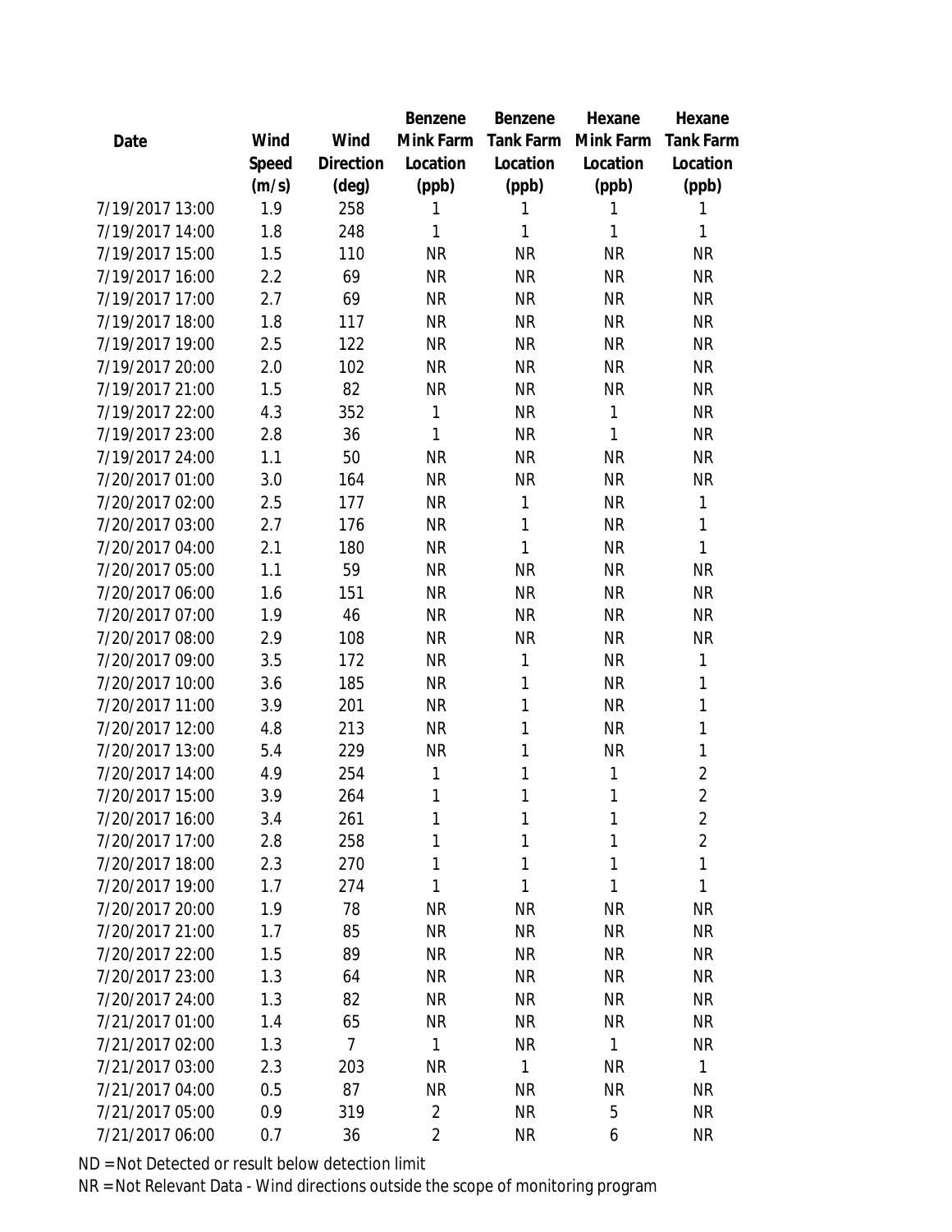| Date | Wind Speed (m/s) | Wind Direction (deg) | Benzene Mink Farm Location (ppb) | Benzene Tank Farm Location (ppb) | Hexane Mink Farm Location (ppb) | Hexane Tank Farm Location (ppb) |
|---|---|---|---|---|---|---|
| 7/19/2017 13:00 | 1.9 | 258 | 1 | 1 | 1 | 1 |
| 7/19/2017 14:00 | 1.8 | 248 | 1 | 1 | 1 | 1 |
| 7/19/2017 15:00 | 1.5 | 110 | NR | NR | NR | NR |
| 7/19/2017 16:00 | 2.2 | 69 | NR | NR | NR | NR |
| 7/19/2017 17:00 | 2.7 | 69 | NR | NR | NR | NR |
| 7/19/2017 18:00 | 1.8 | 117 | NR | NR | NR | NR |
| 7/19/2017 19:00 | 2.5 | 122 | NR | NR | NR | NR |
| 7/19/2017 20:00 | 2.0 | 102 | NR | NR | NR | NR |
| 7/19/2017 21:00 | 1.5 | 82 | NR | NR | NR | NR |
| 7/19/2017 22:00 | 4.3 | 352 | 1 | NR | 1 | NR |
| 7/19/2017 23:00 | 2.8 | 36 | 1 | NR | 1 | NR |
| 7/19/2017 24:00 | 1.1 | 50 | NR | NR | NR | NR |
| 7/20/2017 01:00 | 3.0 | 164 | NR | NR | NR | NR |
| 7/20/2017 02:00 | 2.5 | 177 | NR | 1 | NR | 1 |
| 7/20/2017 03:00 | 2.7 | 176 | NR | 1 | NR | 1 |
| 7/20/2017 04:00 | 2.1 | 180 | NR | 1 | NR | 1 |
| 7/20/2017 05:00 | 1.1 | 59 | NR | NR | NR | NR |
| 7/20/2017 06:00 | 1.6 | 151 | NR | NR | NR | NR |
| 7/20/2017 07:00 | 1.9 | 46 | NR | NR | NR | NR |
| 7/20/2017 08:00 | 2.9 | 108 | NR | NR | NR | NR |
| 7/20/2017 09:00 | 3.5 | 172 | NR | 1 | NR | 1 |
| 7/20/2017 10:00 | 3.6 | 185 | NR | 1 | NR | 1 |
| 7/20/2017 11:00 | 3.9 | 201 | NR | 1 | NR | 1 |
| 7/20/2017 12:00 | 4.8 | 213 | NR | 1 | NR | 1 |
| 7/20/2017 13:00 | 5.4 | 229 | NR | 1 | NR | 1 |
| 7/20/2017 14:00 | 4.9 | 254 | 1 | 1 | 1 | 2 |
| 7/20/2017 15:00 | 3.9 | 264 | 1 | 1 | 1 | 2 |
| 7/20/2017 16:00 | 3.4 | 261 | 1 | 1 | 1 | 2 |
| 7/20/2017 17:00 | 2.8 | 258 | 1 | 1 | 1 | 2 |
| 7/20/2017 18:00 | 2.3 | 270 | 1 | 1 | 1 | 1 |
| 7/20/2017 19:00 | 1.7 | 274 | 1 | 1 | 1 | 1 |
| 7/20/2017 20:00 | 1.9 | 78 | NR | NR | NR | NR |
| 7/20/2017 21:00 | 1.7 | 85 | NR | NR | NR | NR |
| 7/20/2017 22:00 | 1.5 | 89 | NR | NR | NR | NR |
| 7/20/2017 23:00 | 1.3 | 64 | NR | NR | NR | NR |
| 7/20/2017 24:00 | 1.3 | 82 | NR | NR | NR | NR |
| 7/21/2017 01:00 | 1.4 | 65 | NR | NR | NR | NR |
| 7/21/2017 02:00 | 1.3 | 7 | 1 | NR | 1 | NR |
| 7/21/2017 03:00 | 2.3 | 203 | NR | 1 | NR | 1 |
| 7/21/2017 04:00 | 0.5 | 87 | NR | NR | NR | NR |
| 7/21/2017 05:00 | 0.9 | 319 | 2 | NR | 5 | NR |
| 7/21/2017 06:00 | 0.7 | 36 | 2 | NR | 6 | NR |

ND = Not Detected or result below detection limit

NR = Not Relevant Data - Wind directions outside the scope of monitoring program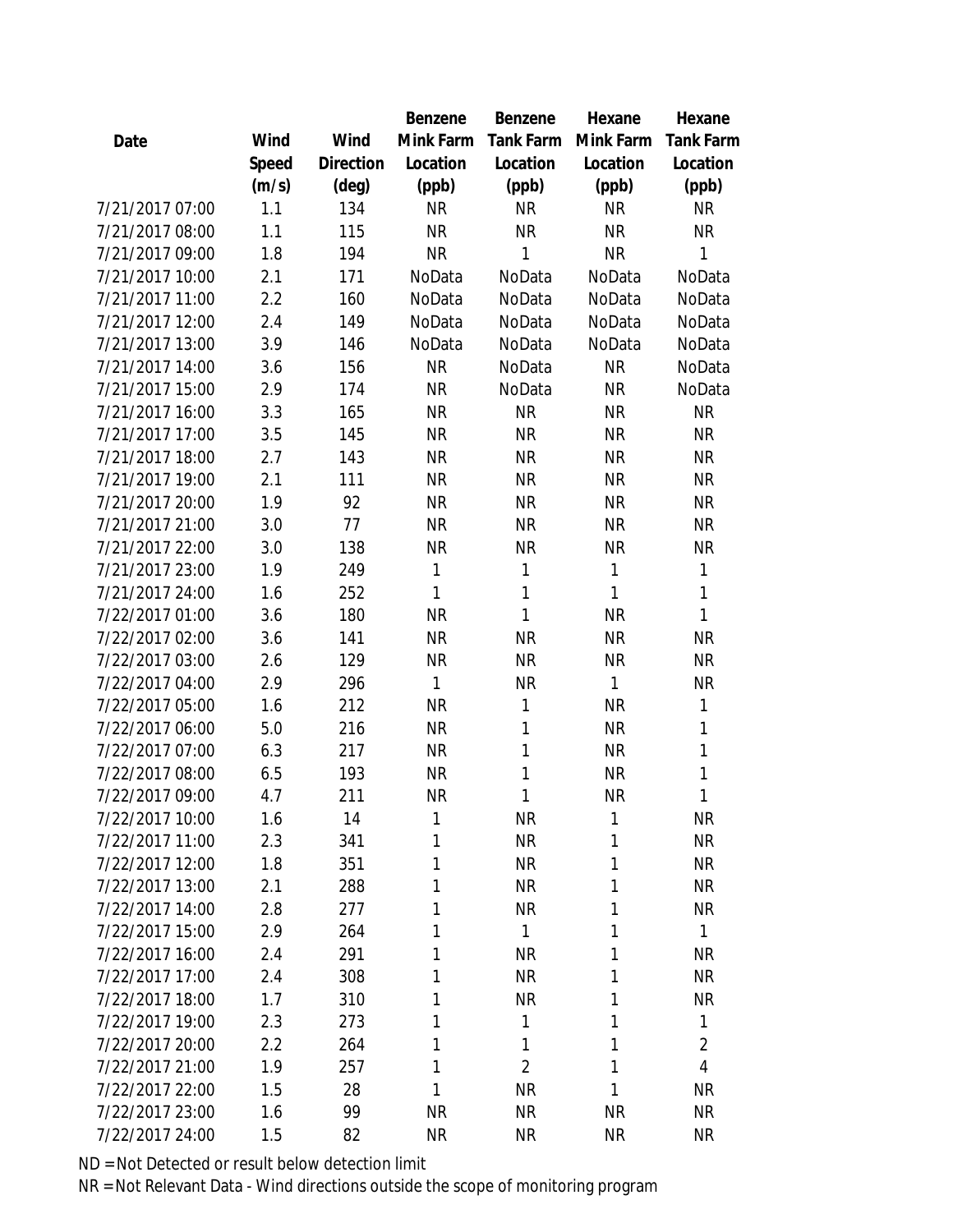| Date | Wind Speed (m/s) | Wind Direction (deg) | Benzene Mink Farm Location (ppb) | Benzene Tank Farm Location (ppb) | Hexane Mink Farm Location (ppb) | Hexane Tank Farm Location (ppb) |
|---|---|---|---|---|---|---|
| 7/21/2017 07:00 | 1.1 | 134 | NR | NR | NR | NR |
| 7/21/2017 08:00 | 1.1 | 115 | NR | NR | NR | NR |
| 7/21/2017 09:00 | 1.8 | 194 | NR | 1 | NR | 1 |
| 7/21/2017 10:00 | 2.1 | 171 | NoData | NoData | NoData | NoData |
| 7/21/2017 11:00 | 2.2 | 160 | NoData | NoData | NoData | NoData |
| 7/21/2017 12:00 | 2.4 | 149 | NoData | NoData | NoData | NoData |
| 7/21/2017 13:00 | 3.9 | 146 | NoData | NoData | NoData | NoData |
| 7/21/2017 14:00 | 3.6 | 156 | NR | NoData | NR | NoData |
| 7/21/2017 15:00 | 2.9 | 174 | NR | NoData | NR | NoData |
| 7/21/2017 16:00 | 3.3 | 165 | NR | NR | NR | NR |
| 7/21/2017 17:00 | 3.5 | 145 | NR | NR | NR | NR |
| 7/21/2017 18:00 | 2.7 | 143 | NR | NR | NR | NR |
| 7/21/2017 19:00 | 2.1 | 111 | NR | NR | NR | NR |
| 7/21/2017 20:00 | 1.9 | 92 | NR | NR | NR | NR |
| 7/21/2017 21:00 | 3.0 | 77 | NR | NR | NR | NR |
| 7/21/2017 22:00 | 3.0 | 138 | NR | NR | NR | NR |
| 7/21/2017 23:00 | 1.9 | 249 | 1 | 1 | 1 | 1 |
| 7/21/2017 24:00 | 1.6 | 252 | 1 | 1 | 1 | 1 |
| 7/22/2017 01:00 | 3.6 | 180 | NR | 1 | NR | 1 |
| 7/22/2017 02:00 | 3.6 | 141 | NR | NR | NR | NR |
| 7/22/2017 03:00 | 2.6 | 129 | NR | NR | NR | NR |
| 7/22/2017 04:00 | 2.9 | 296 | 1 | NR | 1 | NR |
| 7/22/2017 05:00 | 1.6 | 212 | NR | 1 | NR | 1 |
| 7/22/2017 06:00 | 5.0 | 216 | NR | 1 | NR | 1 |
| 7/22/2017 07:00 | 6.3 | 217 | NR | 1 | NR | 1 |
| 7/22/2017 08:00 | 6.5 | 193 | NR | 1 | NR | 1 |
| 7/22/2017 09:00 | 4.7 | 211 | NR | 1 | NR | 1 |
| 7/22/2017 10:00 | 1.6 | 14 | 1 | NR | 1 | NR |
| 7/22/2017 11:00 | 2.3 | 341 | 1 | NR | 1 | NR |
| 7/22/2017 12:00 | 1.8 | 351 | 1 | NR | 1 | NR |
| 7/22/2017 13:00 | 2.1 | 288 | 1 | NR | 1 | NR |
| 7/22/2017 14:00 | 2.8 | 277 | 1 | NR | 1 | NR |
| 7/22/2017 15:00 | 2.9 | 264 | 1 | 1 | 1 | 1 |
| 7/22/2017 16:00 | 2.4 | 291 | 1 | NR | 1 | NR |
| 7/22/2017 17:00 | 2.4 | 308 | 1 | NR | 1 | NR |
| 7/22/2017 18:00 | 1.7 | 310 | 1 | NR | 1 | NR |
| 7/22/2017 19:00 | 2.3 | 273 | 1 | 1 | 1 | 1 |
| 7/22/2017 20:00 | 2.2 | 264 | 1 | 1 | 1 | 2 |
| 7/22/2017 21:00 | 1.9 | 257 | 1 | 2 | 1 | 4 |
| 7/22/2017 22:00 | 1.5 | 28 | 1 | NR | 1 | NR |
| 7/22/2017 23:00 | 1.6 | 99 | NR | NR | NR | NR |
| 7/22/2017 24:00 | 1.5 | 82 | NR | NR | NR | NR |

ND = Not Detected or result below detection limit

NR = Not Relevant Data - Wind directions outside the scope of monitoring program